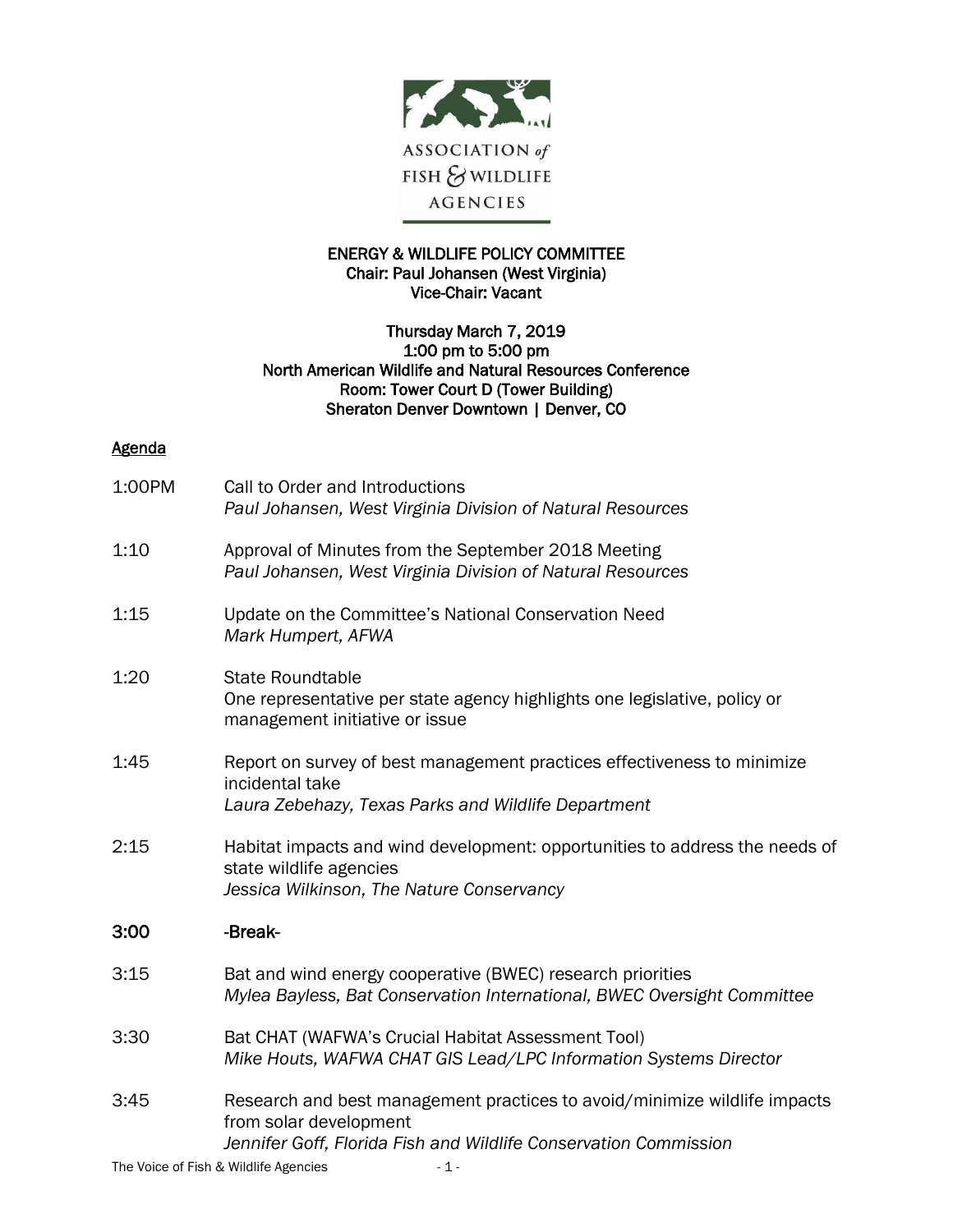ASSOCIATION of FISH & WILDLIFE AGENCIES

**ENERGY & WILDLIFE POLICY COMMITTEE**
**Chair: Paul Johansen (West Virginia)**
**Vice-Chair: Vacant**

**Thursday March 7, 2019**
**1:00 pm to 5:00 pm**
**North American Wildlife and Natural Resources Conference**
**Room: Tower Court D (Tower Building)**
**Sheraton Denver Downtown | Denver, CO**

**Agenda**

1:00PM — Call to Order and Introductions
*Paul Johansen, West Virginia Division of Natural Resources*

1:10 — Approval of Minutes from the September 2018 Meeting
*Paul Johansen, West Virginia Division of Natural Resources*

1:15 — Update on the Committee's National Conservation Need
*Mark Humpert, AFWA*

1:20 — State Roundtable
One representative per state agency highlights one legislative, policy or management initiative or issue

1:45 — Report on survey of best management practices effectiveness to minimize incidental take
*Laura Zebehazy, Texas Parks and Wildlife Department*

2:15 — Habitat impacts and wind development: opportunities to address the needs of state wildlife agencies
*Jessica Wilkinson, The Nature Conservancy*

**3:00 — -Break-**

3:15 — Bat and wind energy cooperative (BWEC) research priorities
*Mylea Bayless, Bat Conservation International, BWEC Oversight Committee*

3:30 — Bat CHAT (WAFWA's Crucial Habitat Assessment Tool)
*Mike Houts, WAFWA CHAT GIS Lead/LPC Information Systems Director*

3:45 — Research and best management practices to avoid/minimize wildlife impacts from solar development
*Jennifer Goff, Florida Fish and Wildlife Conservation Commission*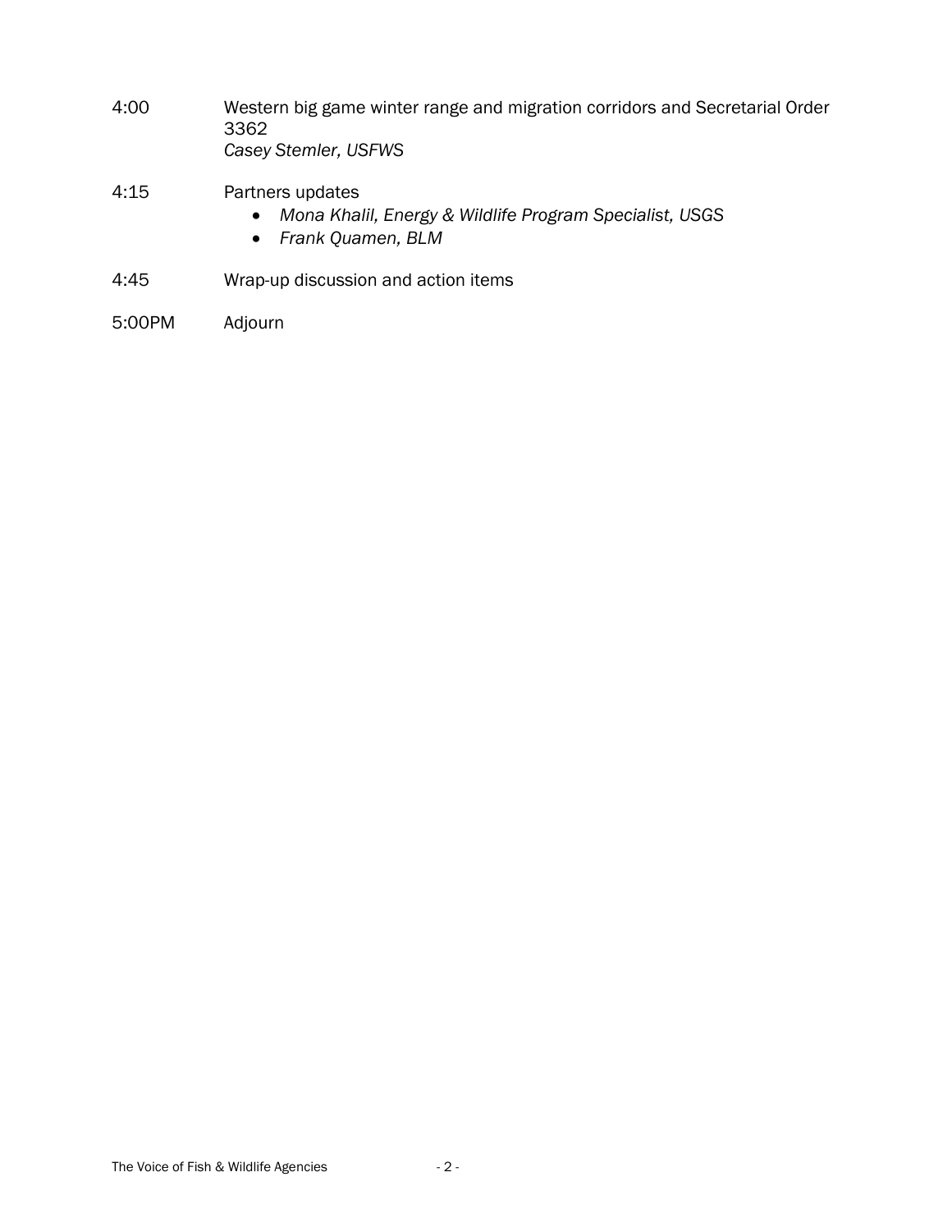4:00 Western big game winter range and migration corridors and Secretarial Order 3362
*Casey Stemler, USFWS*

4:15 Partners updates

- *Mona Khalil, Energy & Wildlife Program Specialist, USGS*
- *Frank Quamen, BLM*

4:45 Wrap-up discussion and action items

5:00PM Adjourn